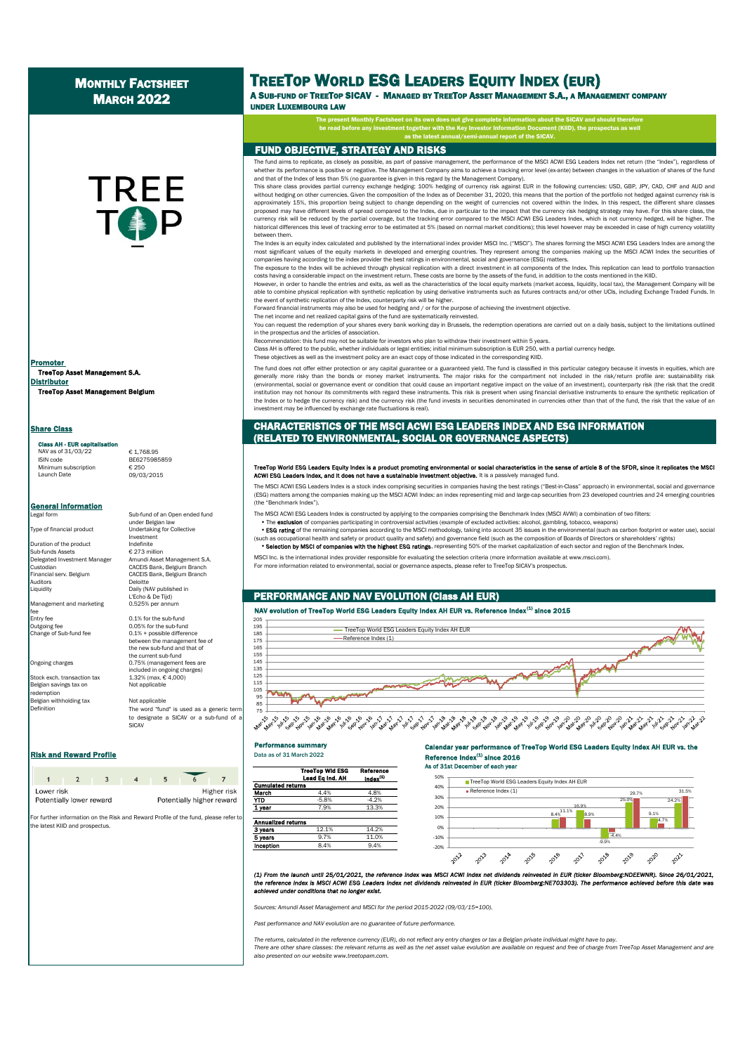# Monthly Factsheet March 2022

# TreeTop World ESG Leaders Equity Index (EUR)

**A Sub-fund of TreeTop SICAV - Managed by TreeTop Asset Management S.A., a Management company under Luxembourg law**

**The present Monthly Factsheet on its own does not give complete information about the SICAV and should therefore be read before any investment together with the Key Investor Information Document (KIID), the prospectus as well as the latest annual/semi-annual report of the SICAV.**

## FUND OBJECTIVE, STRATEGY AND RISKS

The fund aims to replicate, as closely as possible, as part of passive management, the performance of the MSCI ACWI ESG Leaders Index net return (the "Index"), regardless of whether its performance is positive or negative. The Management Company aims to achieve a tracking error level (ex-ante) between changes in the valuation of shares of the fund and that of the Index of less than 5% (no guarantee is given in this regard by the Management Company).

This share class provides partial currency exchange hedging: 100% hedging of currency risk against EUR in the following currencies: USD, GBP, JPY, CAD, CHF and AUD and without hedging on other currencies. Given the composition of the Index as of December 31, 2020, this means that the portion of the portfolio not hedged against currency risk is approximately 15%, this proportion being subject to change depending on the weight of currencies not covered within the Index. In this respect, the different share classes proposed may have different levels of spread compared to the Index, due in particular to the impact that the currency risk hedging strategy may have. For this share class, the currency risk will be reduced by the partial coverage, but the tracking error compared to the MSCI ACWI ESG Leaders Index, which is not currency hedged, will be higher. The historical differences this level of tracking error to be estimated at 5% (based on normal market conditions); this level however may be exceeded in case of high currency volatility between them.

The Index is an equity index calculated and published by the international index provider MSCI Inc. ("MSCI"). The shares forming the MSCI ACWI ESG Leaders Index are among the most significant values of the equity markets in developed and emerging countries. They represent among the companies making up the MSCI ACWI Index the securities of companies having according to the index provider the best ratings in environmental, social and governance (ESG) matters.

The exposure to the Index will be achieved through physical replication with a direct investment in all components of the Index. This replication can lead to portfolio transaction costs having a considerable impact on the investment return. These costs are borne by the assets of the fund, in addition to the costs mentioned in the KIID.

However, in order to handle the entries and exits, as well as the characteristics of the local equity markets (market access, liquidity, local tax), the Management Company will be able to combine physical replication with synthetic replication by using derivative instruments such as futures contracts and/or other UCIs, including Exchange Traded Funds. In the event of synthetic replication of the Index, counterparty risk will be higher.

Forward financial instruments may also be used for hedging and / or for the purpose of achieving the investment objective.

The net income and net realized capital gains of the fund are systematically reinvested.

You can request the redemption of your shares every bank working day in Brussels, the redemption operations are carried out on a daily basis, subject to the limitations outlined in the prospectus and the articles of association.

Recommendation: this fund may not be suitable for investors who plan to withdraw their investment within 5 years.

Class AH is offered to the public, whether individuals or legal entities; initial minimum subscription is EUR 250, with a partial currency hedge.

These objectives as well as the investment policy are an exact copy of those indicated in the corresponding KIID.

The fund does not offer either protection or any capital guarantee or a guaranteed yield. The fund is classified in this particular category because it invests in equities, which are generally more risky than the bonds or money market instruments. The major risks for the compartment not included in the risk/return profile are: sustainability risk (environmental, social or governance event or condition that could cause an important negative impact on the value of an investment), counterparty risk (the risk that the credit institution may not honour its commitments with regard these instruments. This risk is present when using financial derivative instruments to ensure the synthetic replication of the Index or to hedge the currency risk) and the currency risk (the fund invests in securities denominated in currencies other than that of the fund, the risk that the value of an investment may be influenced by exchange rate fluctuations is real).

## CHARACTERISTICS OF THE MSCI ACWI ESG LEADERS INDEX AND ESG INFORMATION (RELATED TO ENVIRONMENTAL, SOCIAL OR GOVERNANCE ASPECTS)

**TreeTop World ESG Leaders Equity Index is a product promoting environmental or social characteristics in the sense of article 8 of the SFDR, since it replicates the MSCI ACWI ESG Leaders Index, and it does not have a sustainable investment objective.** It is a passively managed fund.

The MSCI ACWI ESG Leaders Index is a stock index comprising securities in companies having the best ratings ("Best-in-Class" approach) in environmental, social and governance (ESG) matters among the companies making up the MSCI ACWI Index: an index representing mid and large-cap securities from 23 developed countries and 24 emerging countries (the "Benchmark Index").

The MSCI ACWI ESG Leaders Index is constructed by applying to the companies comprising the Benchmark Index (MSCI AVWI) a combination of two filters:

- The **exclusion** of companies participating in controversial activities (example of excluded activities: alcohol, gambling, tobacco, weapons)
- **ESG rating** of the remaining companies according to the MSCI methodology, taking into account 35 issues in the environmental (such as carbon footprint or water use), social (such as occupational health and safety or product quality and safety) and governance field (such as the composition of Boards of Directors or shareholders' rights)
- **Selection by MSCI of companies with the highest ESG ratings**, representing 50% of the market capitalization of each sector and region of the Benchmark Index.

MSCI Inc. is the international index provider responsible for evaluating the selection criteria (more information available at www.msci.com).

For more information related to environmental, social or governance aspects, please refer to TreeTop SICAV's prospectus.

**Promoter**
TreeTop Asset Management S.A.

**Distributor**
TreeTop Asset Management Belgium

### Share Class

**Class AH - EUR capitalisation**

| | |
|---|---|
| NAV as of 31/03/22 | € 1,768.95 |
| ISIN code | BE6275985859 |
| Minimum subscription | € 250 |
| Launch Date | 09/03/2015 |

### General Information

| | |
|---|---|
| Legal form | Sub-fund of an Open ended fund under Belgian law |
| Type of financial product | Undertaking for Collective Investment |
| Duration of the product | Indefinite |
| Sub-funds Assets | € 273 million |
| Delegated Investment Manager | Amundi Asset Management S.A. |
| Custodian | CACEIS Bank, Belgium Branch |
| Financial serv. Belgium | CACEIS Bank, Belgium Branch |
| Auditors | Deloitte |
| Liquidity | Daily (NAV published in L'Echo & De Tijd) |
| Management and marketing fee | 0.525% per annum |
| Entry fee | 0.1% for the sub-fund |
| Outgoing fee | 0.05% for the sub-fund |
| Change of Sub-fund fee | 0.1% + possible difference between the management fee of the new sub-fund and that of the current sub-fund |
| Ongoing charges | 0.75% (management fees are included in ongoing charges) |
| Stock exch. transaction tax | 1.32% (max. € 4,000) |
| Belgian savings tax on redemption | Not applicable |
| Belgian withholding tax | Not applicable |
| Definition | The word "fund" is used as a generic term to designate a SICAV or a sub-fund of a SICAV |

### Risk and Reward Profile

| 1 | 2 | 3 | 4 | 5 | **6** | 7 |
|---|---|---|---|---|---|---|

Lower risk — Potentially lower reward | Higher risk — Potentially higher reward

For further information on the Risk and Reward Profile of the fund, please refer to the latest KIID and prospectus.

## PERFORMANCE AND NAV EVOLUTION (Class AH EUR)

**NAV evolution of TreeTop World ESG Leaders Equity Index AH EUR vs. Reference Index[1] since 2015**

### Performance summary

Data as of 31 March 2022

| | TreeTop Wld ESG Lead Eq Ind. AH | Reference Index[1] |
|---|---|---|
| **Cumulated returns** | | |
| March | 4.4% | 4.8% |
| YTD | -5.8% | -4.2% |
| 1 year | 7.9% | 13.3% |
| **Annualized returns** | | |
| 3 years | 12.1% | 14.2% |
| 5 years | 9.7% | 11.0% |
| Inception | 8.4% | 9.4% |

**Calendar year performance of TreeTop World ESG Leaders Equity Index AH EUR vs. the Reference Index[1] since 2016**

As of 31st December of each year

| Year | TreeTop World ESG Leaders Equity Index AH EUR | Reference Index (1) |
|---|---|---|
| 2016 | 8.4% | 11.1% |
| 2017 | 16.9% | 8.9% |
| 2018 | -9.9% | -4.4% |
| 2019 | 25.0% | 29.7% |
| 2020 | 9.1% | 4.7% |
| 2021 | 24.2% | 31.5% |

*(1) From the launch until 25/01/2021, the reference index was MSCI ACWI Index net dividends reinvested in EUR (ticker Bloomberg:NDEEWNR). Since 26/01/2021, the reference index is MSCI ACWI ESG Leaders Index net dividends reinvested in EUR (ticker Bloomberg:NE703303). The performance achieved before this date was achieved under conditions that no longer exist.*

*Sources: Amundi Asset Management and MSCI for the period 2015-2022 (09/03/15=100).*

*Past performance and NAV evolution are no guarantee of future performance.*

*The returns, calculated in the reference currency (EUR), do not reflect any entry charges or tax a Belgian private individual might have to pay.*
*There are other share classes: the relevant returns as well as the net asset value evolution are available on request and free of charge from TreeTop Asset Management and are also presented on our website www.treetopam.com.*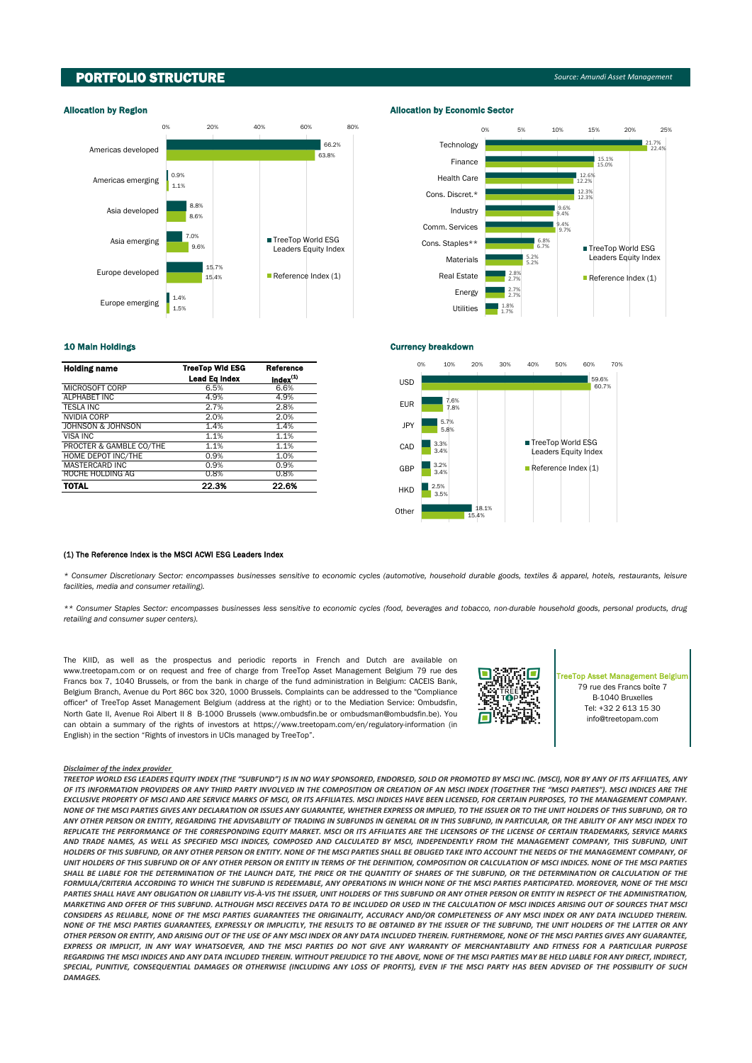## PORTFOLIO STRUCTURE

*Source: Amundi Asset Management*

### Allocation by Region

0% 20% 40% 60% 80%

Americas developed 66.2% 63.8%

Americas emerging 0.9% 1.1%

Asia developed 8.8% 8.6%

Asia emerging 7.0% 9.6%

Europe developed 15.7% 15.4%

Europe emerging 1.4% 1.5%

TreeTop World ESG Leaders Equity Index

Reference Index (1)

### Allocation by Economic Sector

0% 5% 10% 15% 20% 25%

Technology 21.7% 22.4%

Finance 15.1% 15.0%

Health Care 12.6% 12.2%

Cons. Discret.* 12.3% 12.3%

Industry 9.6% 9.4%

Comm. Services 9.4% 9.7%

Cons. Staples** 6.8% 6.7%

Materials 5.2% 5.2%

Real Estate 2.8% 2.7%

Energy 2.7% 2.7%

Utilities 1.8% 1.7%

TreeTop World ESG Leaders Equity Index

Reference Index (1)

### 10 Main Holdings

| Holding name | TreeTop Wld ESG Lead Eq Index | Reference Index[(1)] |
|---|---|---|
| MICROSOFT CORP | 6.5% | 6.6% |
| ALPHABET INC | 4.9% | 4.9% |
| TESLA INC | 2.7% | 2.8% |
| NVIDIA CORP | 2.0% | 2.0% |
| JOHNSON & JOHNSON | 1.4% | 1.4% |
| VISA INC | 1.1% | 1.1% |
| PROCTER & GAMBLE CO/THE | 1.1% | 1.1% |
| HOME DEPOT INC/THE | 0.9% | 1.0% |
| MASTERCARD INC | 0.9% | 0.9% |
| ROCHE HOLDING AG | 0.8% | 0.8% |
| **TOTAL** | **22.3%** | **22.6%** |

### Currency breakdown

0% 10% 20% 30% 40% 50% 60% 70%

USD 59.6% 60.7%

EUR 7.6% 7.8%

JPY 5.7% 5.8%

CAD 3.3% 3.4%

GBP 3.2% 3.4%

HKD 2.5% 3.5%

Other 18.1% 15.4%

TreeTop World ESG Leaders Equity Index

Reference Index (1)

(1) The Reference Index is the MSCI ACWI ESG Leaders Index

*\* Consumer Discretionary Sector: encompasses businesses sensitive to economic cycles (automotive, household durable goods, textiles & apparel, hotels, restaurants, leisure facilities, media and consumer retailing).*

*\*\* Consumer Staples Sector: encompasses businesses less sensitive to economic cycles (food, beverages and tobacco, non-durable household goods, personal products, drug retailing and consumer super centers).*

The KIID, as well as the prospectus and periodic reports in French and Dutch are available on www.treetopam.com or on request and free of charge from TreeTop Asset Management Belgium 79 rue des Francs box 7, 1040 Brussels, or from the bank in charge of the fund administration in Belgium: CACEIS Bank, Belgium Branch, Avenue du Port 86C box 320, 1000 Brussels. Complaints can be addressed to the "Compliance officer" of TreeTop Asset Management Belgium (address at the right) or to the Mediation Service: Ombudsfin, North Gate II, Avenue Roi Albert II 8 B-1000 Brussels (www.ombudsfin.be or ombudsman@ombudsfin.be). You can obtain a summary of the rights of investors at https://www.treetopam.com/en/regulatory-information (in English) in the section "Rights of investors in UCIs managed by TreeTop".

TreeTop Asset Management Belgium
79 rue des Francs boîte 7
B-1040 Bruxelles
Tel: +32 2 613 15 30
info@treetopam.com

*Disclaimer of the index provider*

*TREETOP WORLD ESG LEADERS EQUITY INDEX (THE "SUBFUND") IS IN NO WAY SPONSORED, ENDORSED, SOLD OR PROMOTED BY MSCI INC. (MSCI), NOR BY ANY OF ITS AFFILIATES, ANY OF ITS INFORMATION PROVIDERS OR ANY THIRD PARTY INVOLVED IN THE COMPOSITION OR CREATION OF AN MSCI INDEX (TOGETHER THE "MSCI PARTIES"). MSCI INDICES ARE THE EXCLUSIVE PROPERTY OF MSCI AND ARE SERVICE MARKS OF MSCI, OR ITS AFFILIATES. MSCI INDICES HAVE BEEN LICENSED, FOR CERTAIN PURPOSES, TO THE MANAGEMENT COMPANY. NONE OF THE MSCI PARTIES GIVES ANY DECLARATION OR ISSUES ANY GUARANTEE, WHETHER EXPRESS OR IMPLIED, TO THE ISSUER OR TO THE UNIT HOLDERS OF THIS SUBFUND, OR TO ANY OTHER PERSON OR ENTITY, REGARDING THE ADVISABILITY OF TRADING IN SUBFUNDS IN GENERAL OR IN THIS SUBFUND, IN PARTICULAR, OR THE ABILITY OF ANY MSCI INDEX TO REPLICATE THE PERFORMANCE OF THE CORRESPONDING EQUITY MARKET. MSCI OR ITS AFFILIATES ARE THE LICENSORS OF THE LICENSE OF CERTAIN TRADEMARKS, SERVICE MARKS AND TRADE NAMES, AS WELL AS SPECIFIED MSCI INDICES, COMPOSED AND CALCULATED BY MSCI, INDEPENDENTLY FROM THE MANAGEMENT COMPANY, THIS SUBFUND, UNIT HOLDERS OF THIS SUBFUND, OR ANY OTHER PERSON OR ENTITY. NONE OF THE MSCI PARTIES SHALL BE OBLIGED TAKE INTO ACCOUNT THE NEEDS OF THE MANAGEMENT COMPANY, OF UNIT HOLDERS OF THIS SUBFUND OR OF ANY OTHER PERSON OR ENTITY IN TERMS OF THE DEFINITION, COMPOSITION OR CALCULATION OF MSCI INDICES. NONE OF THE MSCI PARTIES SHALL BE LIABLE FOR THE DETERMINATION OF THE LAUNCH DATE, THE PRICE OR THE QUANTITY OF SHARES OF THE SUBFUND, OR THE DETERMINATION OR CALCULATION OF THE FORMULA/CRITERIA ACCORDING TO WHICH THE SUBFUND IS REDEEMABLE, ANY OPERATIONS IN WHICH NONE OF THE MSCI PARTIES PARTICIPATED. MOREOVER, NONE OF THE MSCI PARTIES SHALL HAVE ANY OBLIGATION OR LIABILITY VIS-À-VIS THE ISSUER, UNIT HOLDERS OF THIS SUBFUND OR ANY OTHER PERSON OR ENTITY IN RESPECT OF THE ADMINISTRATION, MARKETING AND OFFER OF THIS SUBFUND. ALTHOUGH MSCI RECEIVES DATA TO BE INCLUDED OR USED IN THE CALCULATION OF MSCI INDICES ARISING OUT OF SOURCES THAT MSCI CONSIDERS AS RELIABLE, NONE OF THE MSCI PARTIES GUARANTEES THE ORIGINALITY, ACCURACY AND/OR COMPLETENESS OF ANY MSCI INDEX OR ANY DATA INCLUDED THEREIN. NONE OF THE MSCI PARTIES GUARANTEES, EXPRESSLY OR IMPLICITLY, THE RESULTS TO BE OBTAINED BY THE ISSUER OF THE SUBFUND, THE UNIT HOLDERS OF THE LATTER OR ANY OTHER PERSON OR ENTITY, AND ARISING OUT OF THE USE OF ANY MSCI INDEX OR ANY DATA INCLUDED THEREIN. FURTHERMORE, NONE OF THE MSCI PARTIES GIVES ANY GUARANTEE, EXPRESS OR IMPLICIT, IN ANY WAY WHATSOEVER, AND THE MSCI PARTIES DO NOT GIVE ANY WARRANTY OF MERCHANTABILITY AND FITNESS FOR A PARTICULAR PURPOSE REGARDING THE MSCI INDICES AND ANY DATA INCLUDED THEREIN. WITHOUT PREJUDICE TO THE ABOVE, NONE OF THE MSCI PARTIES MAY BE HELD LIABLE FOR ANY DIRECT, INDIRECT, SPECIAL, PUNITIVE, CONSEQUENTIAL DAMAGES OR OTHERWISE (INCLUDING ANY LOSS OF PROFITS), EVEN IF THE MSCI PARTY HAS BEEN ADVISED OF THE POSSIBILITY OF SUCH DAMAGES.*